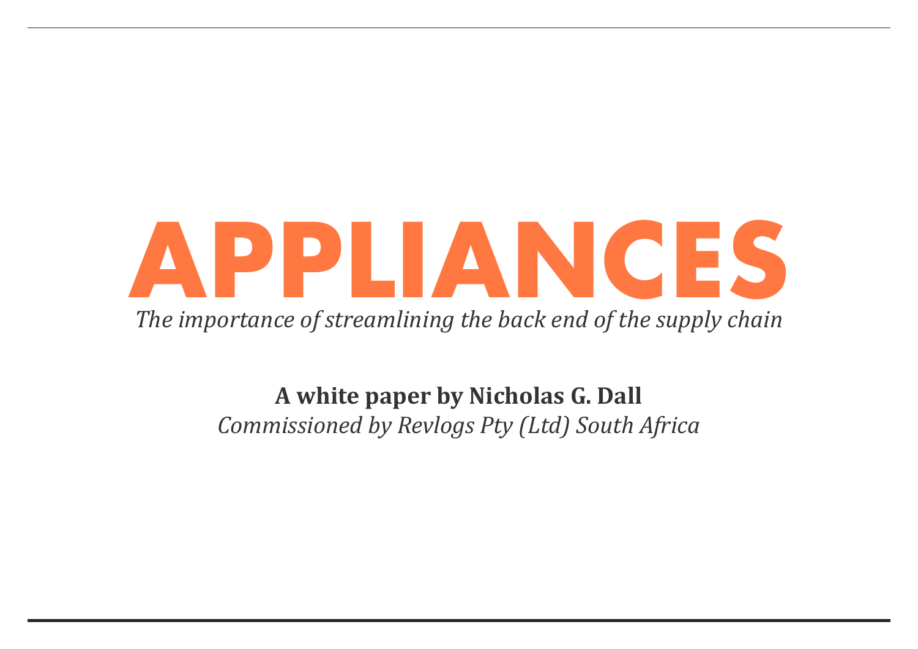# APPLIANCES

*The importance of streamlining the back end of the supply chain*

**A white paper by Nicholas G. Dall**

*Commissioned by Revlogs Pty (Ltd) South Africa*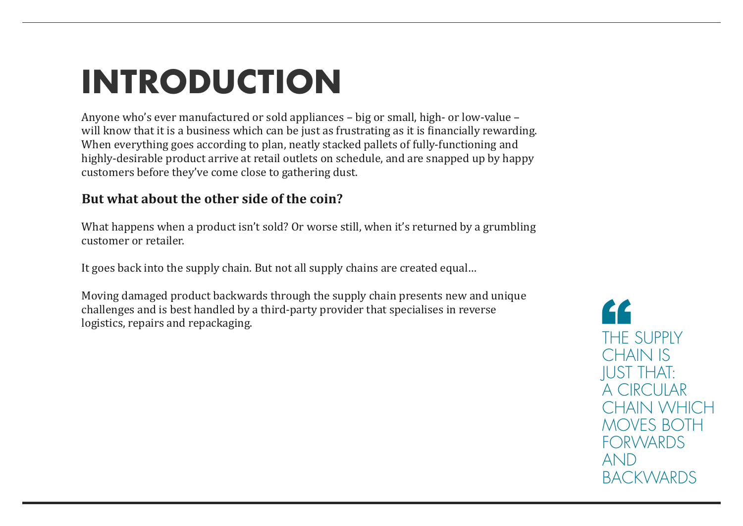# INTRODUCTION

Anyone who's ever manufactured or sold appliances – big or small, high- or low-value – will know that it is a business which can be just as frustrating as it is financially rewarding. When everything goes according to plan, neatly stacked pallets of fully-functioning and highly-desirable product arrive at retail outlets on schedule, and are snapped up by happy customers before they've come close to gathering dust.

**But what about the other side of the coin?**

What happens when a product isn't sold? Or worse still, when it's returned by a grumbling customer or retailer.

It goes back into the supply chain. But not all supply chains are created equal…

Moving damaged product backwards through the supply chain presents new and unique challenges and is best handled by a third-party provider that specialises in reverse logistics, repairs and repackaging.

> "THE SUPPLY CHAIN IS JUST THAT: A CIRCULAR CHAIN WHICH MOVES BOTH FORWARDS AND BACKWARDS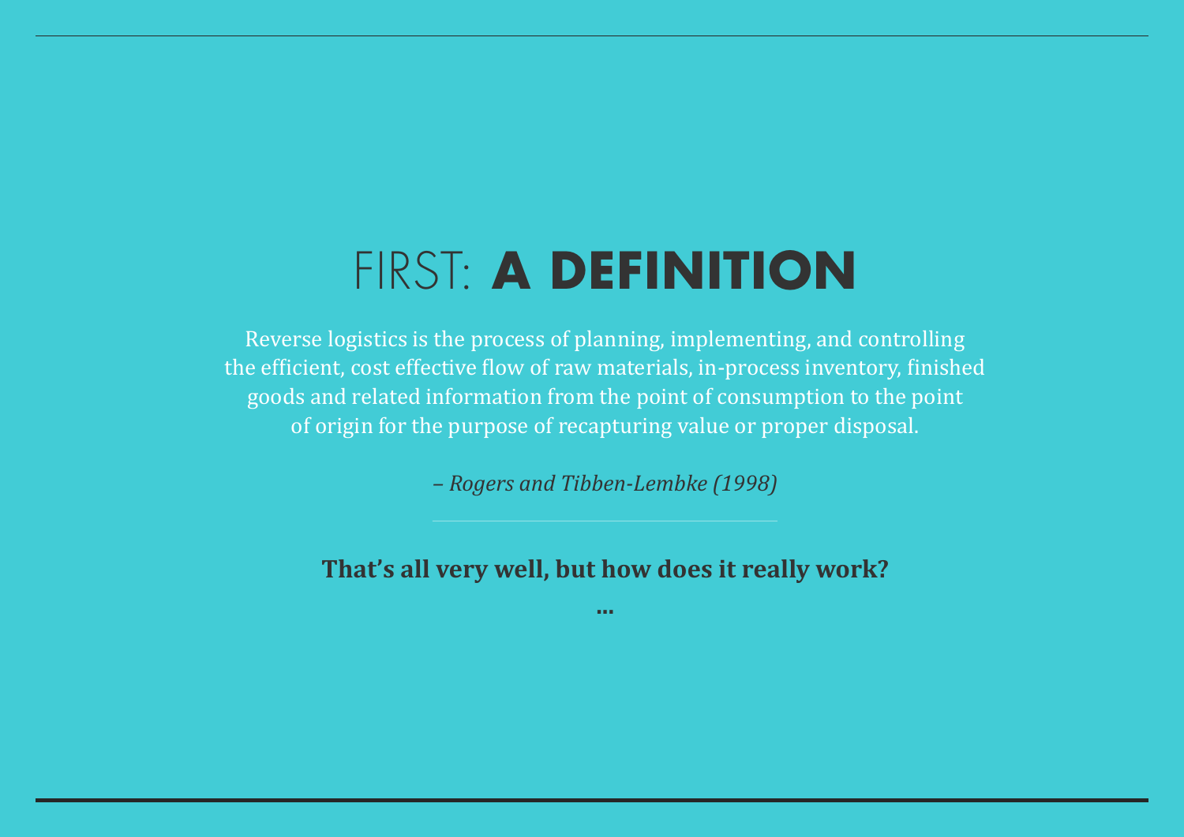# FIRST: **A DEFINITION**

Reverse logistics is the process of planning, implementing, and controlling the efficient, cost effective flow of raw materials, in-process inventory, finished goods and related information from the point of consumption to the point of origin for the purpose of recapturing value or proper disposal.

*– Rogers and Tibben-Lembke (1998)*

---

**That's all very well, but how does it really work?**

**...**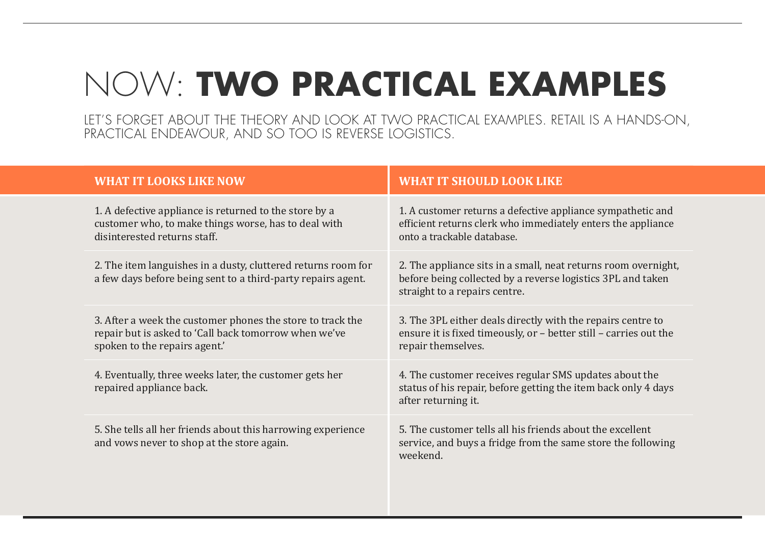# NOW: **TWO PRACTICAL EXAMPLES**

LET'S FORGET ABOUT THE THEORY AND LOOK AT TWO PRACTICAL EXAMPLES. RETAIL IS A HANDS-ON, PRACTICAL ENDEAVOUR, AND SO TOO IS REVERSE LOGISTICS.

| WHAT IT LOOKS LIKE NOW | WHAT IT SHOULD LOOK LIKE |
|---|---|
| 1. A defective appliance is returned to the store by a customer who, to make things worse, has to deal with disinterested returns staff. | 1. A customer returns a defective appliance sympathetic and efficient returns clerk who immediately enters the appliance onto a trackable database. |
| 2. The item languishes in a dusty, cluttered returns room for a few days before being sent to a third-party repairs agent. | 2. The appliance sits in a small, neat returns room overnight, before being collected by a reverse logistics 3PL and taken straight to a repairs centre. |
| 3. After a week the customer phones the store to track the repair but is asked to 'Call back tomorrow when we've spoken to the repairs agent.' | 3. The 3PL either deals directly with the repairs centre to ensure it is fixed timeously, or – better still – carries out the repair themselves. |
| 4. Eventually, three weeks later, the customer gets her repaired appliance back. | 4. The customer receives regular SMS updates about the status of his repair, before getting the item back only 4 days after returning it. |
| 5. She tells all her friends about this harrowing experience and vows never to shop at the store again. | 5. The customer tells all his friends about the excellent service, and buys a fridge from the same store the following weekend. |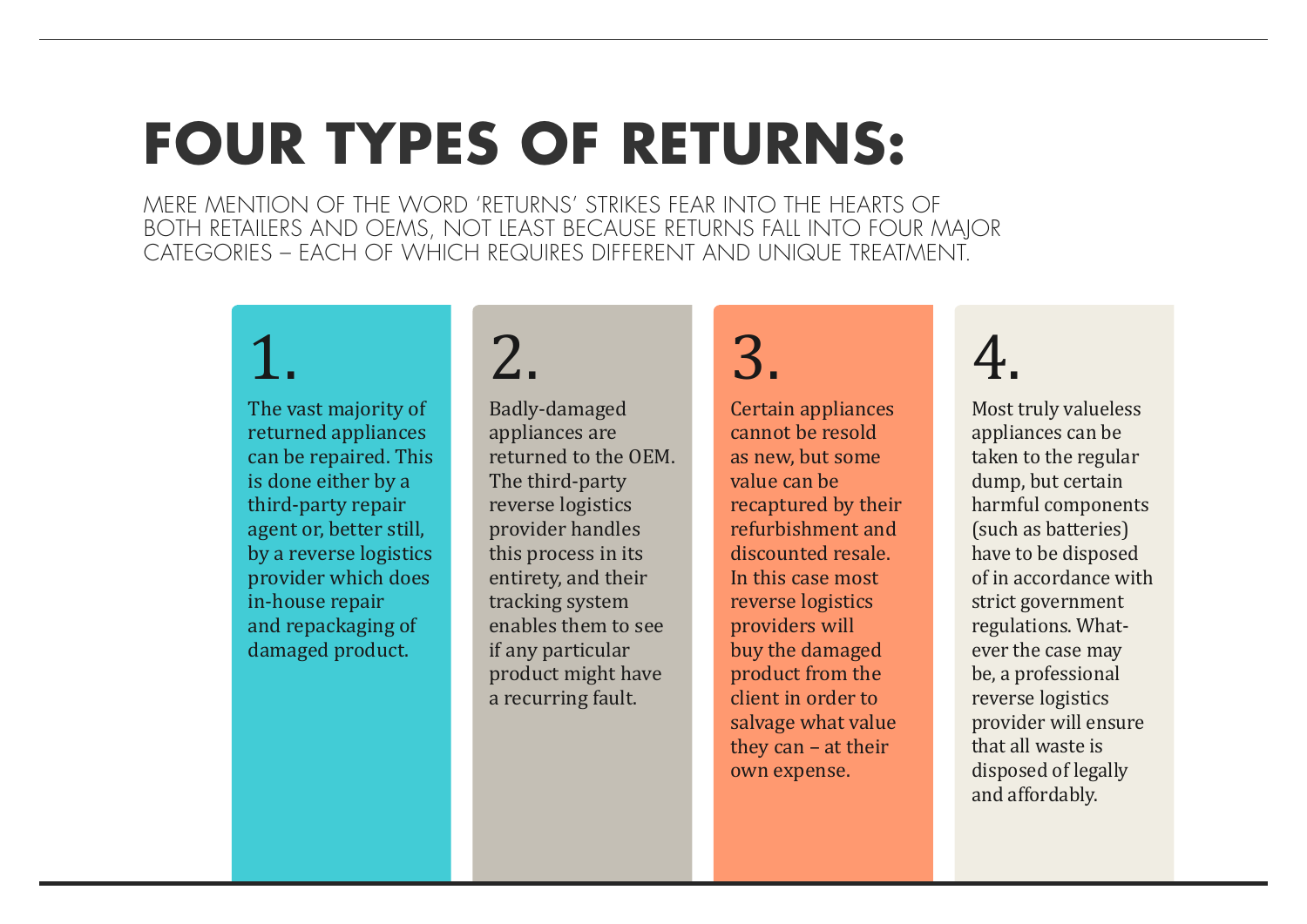# FOUR TYPES OF RETURNS:

MERE MENTION OF THE WORD 'RETURNS' STRIKES FEAR INTO THE HEARTS OF BOTH RETAILERS AND OEMS, NOT LEAST BECAUSE RETURNS FALL INTO FOUR MAJOR CATEGORIES – EACH OF WHICH REQUIRES DIFFERENT AND UNIQUE TREATMENT.

## 1.

The vast majority of returned appliances can be repaired. This is done either by a third-party repair agent or, better still, by a reverse logistics provider which does in-house repair and repackaging of damaged product.

## 2.

Badly-damaged appliances are returned to the OEM. The third-party reverse logistics provider handles this process in its entirety, and their tracking system enables them to see if any particular product might have a recurring fault.

## 3.

Certain appliances cannot be resold as new, but some value can be recaptured by their refurbishment and discounted resale. In this case most reverse logistics providers will buy the damaged product from the client in order to salvage what value they can – at their own expense.

## 4.

Most truly valueless appliances can be taken to the regular dump, but certain harmful components (such as batteries) have to be disposed of in accordance with strict government regulations. Whatever the case may be, a professional reverse logistics provider will ensure that all waste is disposed of legally and affordably.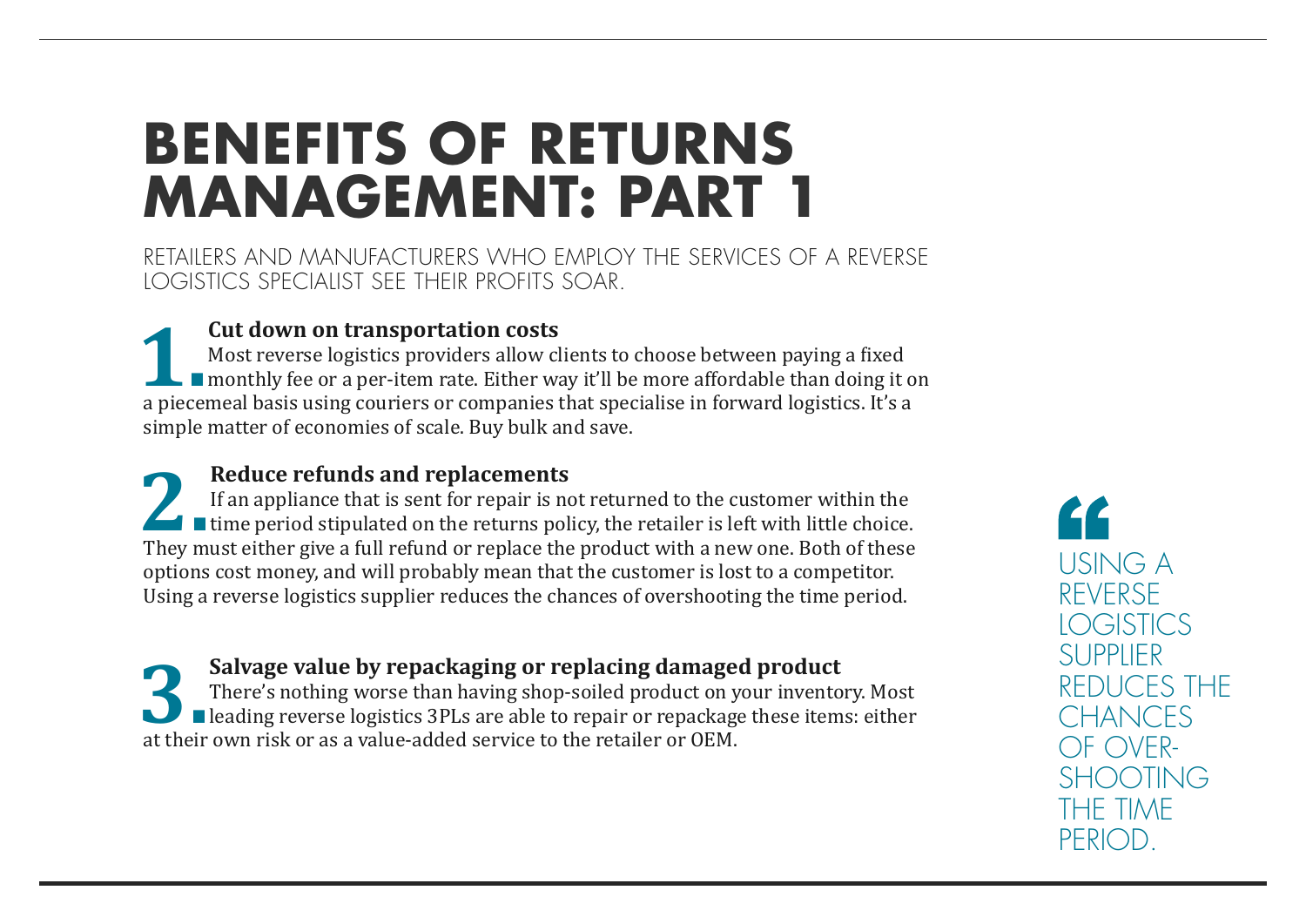# BENEFITS OF RETURNS MANAGEMENT: PART 1

RETAILERS AND MANUFACTURERS WHO EMPLOY THE SERVICES OF A REVERSE LOGISTICS SPECIALIST SEE THEIR PROFITS SOAR.

## 1. Cut down on transportation costs

Most reverse logistics providers allow clients to choose between paying a fixed monthly fee or a per-item rate. Either way it'll be more affordable than doing it on a piecemeal basis using couriers or companies that specialise in forward logistics. It's a simple matter of economies of scale. Buy bulk and save.

## 2. Reduce refunds and replacements

If an appliance that is sent for repair is not returned to the customer within the time period stipulated on the returns policy, the retailer is left with little choice. They must either give a full refund or replace the product with a new one. Both of these options cost money, and will probably mean that the customer is lost to a competitor. Using a reverse logistics supplier reduces the chances of overshooting the time period.

## 3. Salvage value by repackaging or replacing damaged product

There's nothing worse than having shop-soiled product on your inventory. Most leading reverse logistics 3PLs are able to repair or repackage these items: either at their own risk or as a value-added service to the retailer or OEM.

> "USING A REVERSE LOGISTICS SUPPLIER REDUCES THE CHANCES OF OVER-SHOOTING THE TIME PERIOD.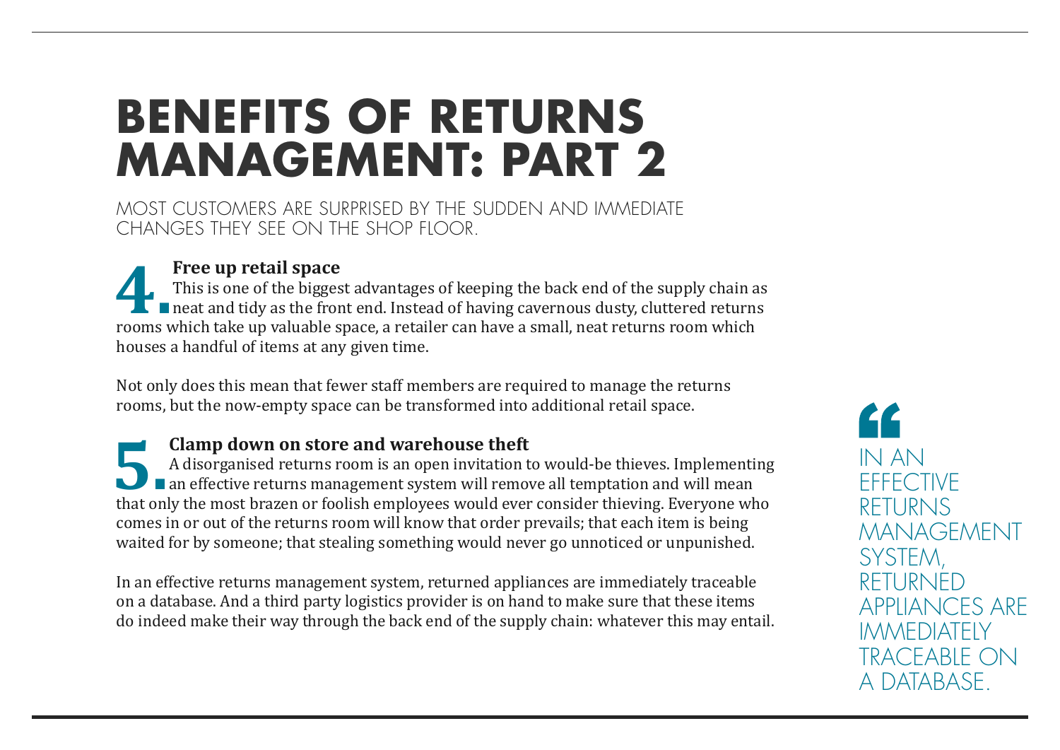# BENEFITS OF RETURNS MANAGEMENT: PART 2

MOST CUSTOMERS ARE SURPRISED BY THE SUDDEN AND IMMEDIATE CHANGES THEY SEE ON THE SHOP FLOOR.

## 4. Free up retail space

This is one of the biggest advantages of keeping the back end of the supply chain as neat and tidy as the front end. Instead of having cavernous dusty, cluttered returns rooms which take up valuable space, a retailer can have a small, neat returns room which houses a handful of items at any given time.

Not only does this mean that fewer staff members are required to manage the returns rooms, but the now-empty space can be transformed into additional retail space.

## 5. Clamp down on store and warehouse theft

A disorganised returns room is an open invitation to would-be thieves. Implementing an effective returns management system will remove all temptation and will mean that only the most brazen or foolish employees would ever consider thieving. Everyone who comes in or out of the returns room will know that order prevails; that each item is being waited for by someone; that stealing something would never go unnoticed or unpunished.

In an effective returns management system, returned appliances are immediately traceable on a database. And a third party logistics provider is on hand to make sure that these items do indeed make their way through the back end of the supply chain: whatever this may entail.

> "IN AN EFFECTIVE RETURNS MANAGEMENT SYSTEM, RETURNED APPLIANCES ARE IMMEDIATELY TRACEABLE ON A DATABASE.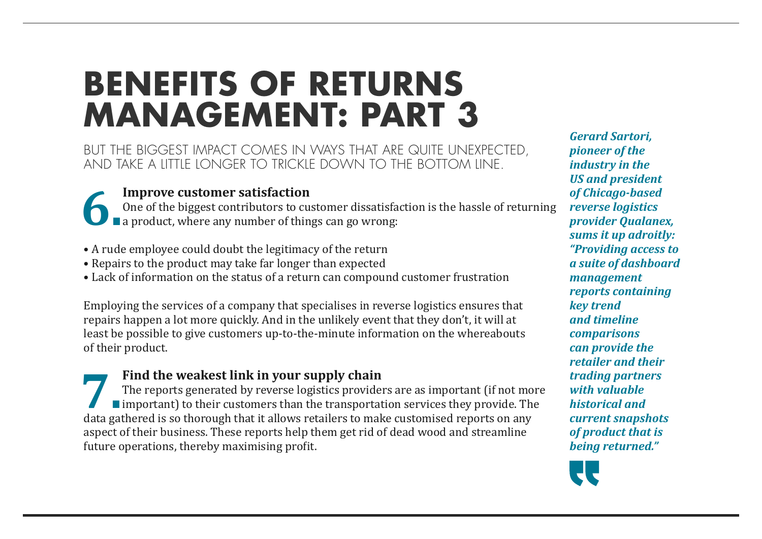# BENEFITS OF RETURNS MANAGEMENT: PART 3

BUT THE BIGGEST IMPACT COMES IN WAYS THAT ARE QUITE UNEXPECTED, AND TAKE A LITTLE LONGER TO TRICKLE DOWN TO THE BOTTOM LINE.

## 6. Improve customer satisfaction

One of the biggest contributors to customer dissatisfaction is the hassle of returning a product, where any number of things can go wrong:

- A rude employee could doubt the legitimacy of the return
- Repairs to the product may take far longer than expected
- Lack of information on the status of a return can compound customer frustration

Employing the services of a company that specialises in reverse logistics ensures that repairs happen a lot more quickly. And in the unlikely event that they don't, it will at least be possible to give customers up-to-the-minute information on the whereabouts of their product.

## 7. Find the weakest link in your supply chain

The reports generated by reverse logistics providers are as important (if not more important) to their customers than the transportation services they provide. The data gathered is so thorough that it allows retailers to make customised reports on any aspect of their business. These reports help them get rid of dead wood and streamline future operations, thereby maximising profit.

***Gerard Sartori, pioneer of the industry in the US and president of Chicago-based reverse logistics provider Qualanex, sums it up adroitly: "Providing access to a suite of dashboard management reports containing key trend and timeline comparisons can provide the retailer and their trading partners with valuable historical and current snapshots of product that is being returned."***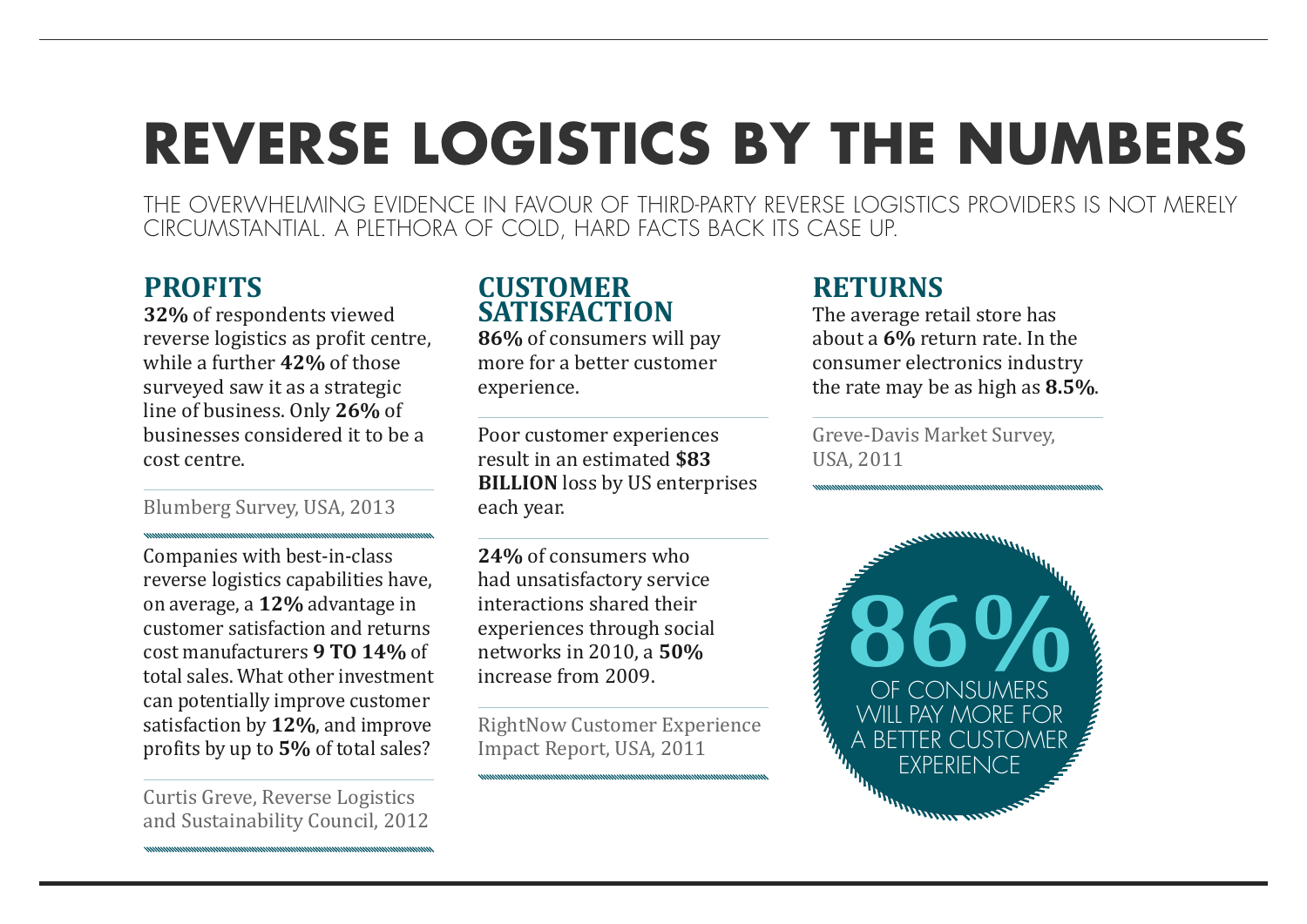# REVERSE LOGISTICS BY THE NUMBERS

THE OVERWHELMING EVIDENCE IN FAVOUR OF THIRD-PARTY REVERSE LOGISTICS PROVIDERS IS NOT MERELY CIRCUMSTANTIAL. A PLETHORA OF COLD, HARD FACTS BACK ITS CASE UP.

## PROFITS

**32%** of respondents viewed reverse logistics as profit centre, while a further **42%** of those surveyed saw it as a strategic line of business. Only **26%** of businesses considered it to be a cost centre.

Blumberg Survey, USA, 2013

Companies with best-in-class reverse logistics capabilities have, on average, a **12%** advantage in customer satisfaction and returns cost manufacturers **9 TO 14%** of total sales. What other investment can potentially improve customer satisfaction by **12%**, and improve profits by up to **5%** of total sales?

Curtis Greve, Reverse Logistics and Sustainability Council, 2012

## CUSTOMER SATISFACTION

**86%** of consumers will pay more for a better customer experience.

Poor customer experiences result in an estimated **$83 BILLION** loss by US enterprises each year.

**24%** of consumers who had unsatisfactory service interactions shared their experiences through social networks in 2010, a **50%** increase from 2009.

RightNow Customer Experience Impact Report, USA, 2011

## RETURNS

The average retail store has about a **6%** return rate. In the consumer electronics industry the rate may be as high as **8.5%**.

Greve-Davis Market Survey, USA, 2011

**86%** OF CONSUMERS WILL PAY MORE FOR A BETTER CUSTOMER EXPERIENCE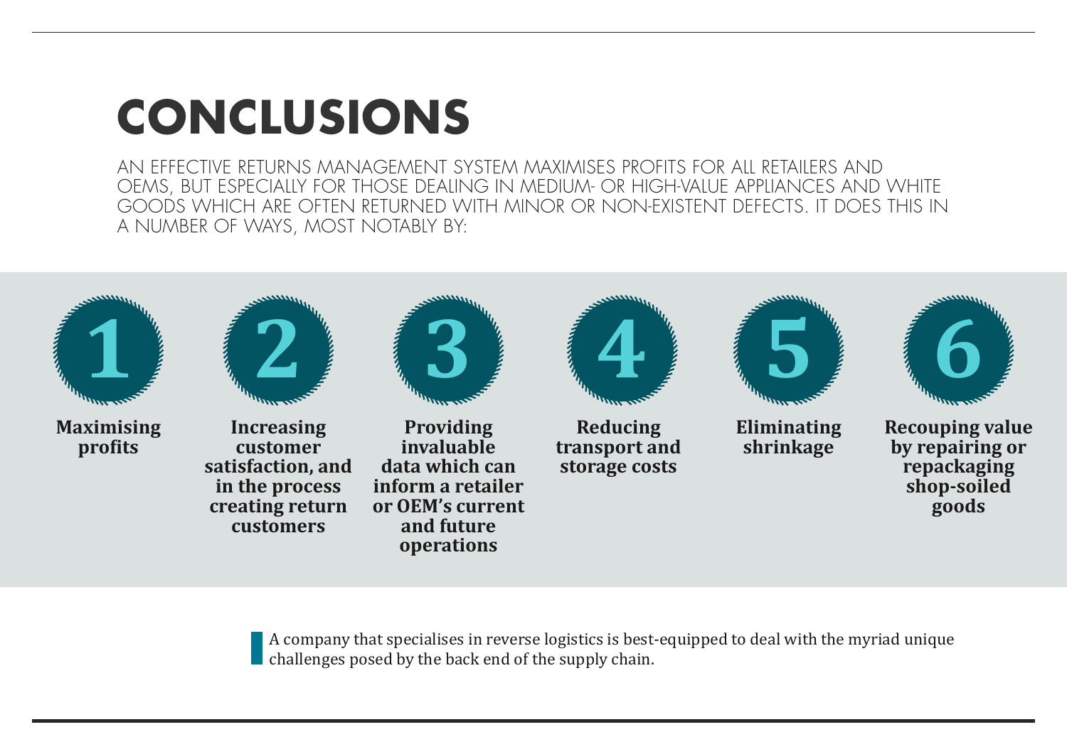# CONCLUSIONS

AN EFFECTIVE RETURNS MANAGEMENT SYSTEM MAXIMISES PROFITS FOR ALL RETAILERS AND OEMS, BUT ESPECIALLY FOR THOSE DEALING IN MEDIUM- OR HIGH-VALUE APPLIANCES AND WHITE GOODS WHICH ARE OFTEN RETURNED WITH MINOR OR NON-EXISTENT DEFECTS. IT DOES THIS IN A NUMBER OF WAYS, MOST NOTABLY BY:

1. **Maximising profits**
2. **Increasing customer satisfaction, and in the process creating return customers**
3. **Providing invaluable data which can inform a retailer or OEM's current and future operations**
4. **Reducing transport and storage costs**
5. **Eliminating shrinkage**
6. **Recouping value by repairing or repackaging shop-soiled goods**

A company that specialises in reverse logistics is best-equipped to deal with the myriad unique challenges posed by the back end of the supply chain.